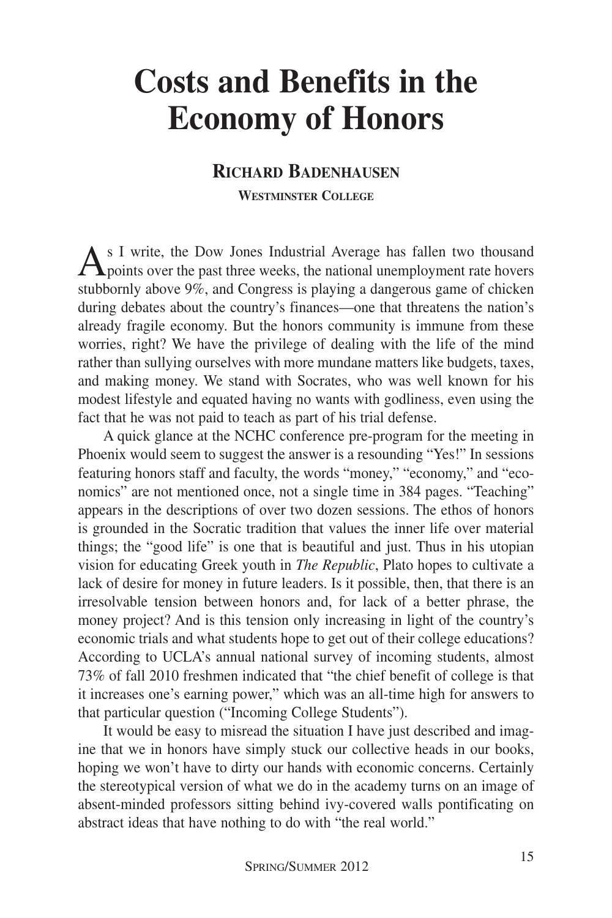# Costs and Benefits in the Economy of Honors

**Richard Badenhausen**

**Westminster College**

As I write, the Dow Jones Industrial Average has fallen two thousand points over the past three weeks, the national unemployment rate hovers stubbornly above 9%, and Congress is playing a dangerous game of chicken during debates about the country's finances—one that threatens the nation's already fragile economy. But the honors community is immune from these worries, right? We have the privilege of dealing with the life of the mind rather than sullying ourselves with more mundane matters like budgets, taxes, and making money. We stand with Socrates, who was well known for his modest lifestyle and equated having no wants with godliness, even using the fact that he was not paid to teach as part of his trial defense.

A quick glance at the NCHC conference pre-program for the meeting in Phoenix would seem to suggest the answer is a resounding "Yes!" In sessions featuring honors staff and faculty, the words "money," "economy," and "economics" are not mentioned once, not a single time in 384 pages. "Teaching" appears in the descriptions of over two dozen sessions. The ethos of honors is grounded in the Socratic tradition that values the inner life over material things; the "good life" is one that is beautiful and just. Thus in his utopian vision for educating Greek youth in *The Republic*, Plato hopes to cultivate a lack of desire for money in future leaders. Is it possible, then, that there is an irresolvable tension between honors and, for lack of a better phrase, the money project? And is this tension only increasing in light of the country's economic trials and what students hope to get out of their college educations? According to UCLA's annual national survey of incoming students, almost 73% of fall 2010 freshmen indicated that "the chief benefit of college is that it increases one's earning power," which was an all-time high for answers to that particular question ("Incoming College Students").

It would be easy to misread the situation I have just described and imagine that we in honors have simply stuck our collective heads in our books, hoping we won't have to dirty our hands with economic concerns. Certainly the stereotypical version of what we do in the academy turns on an image of absent-minded professors sitting behind ivy-covered walls pontificating on abstract ideas that have nothing to do with "the real world."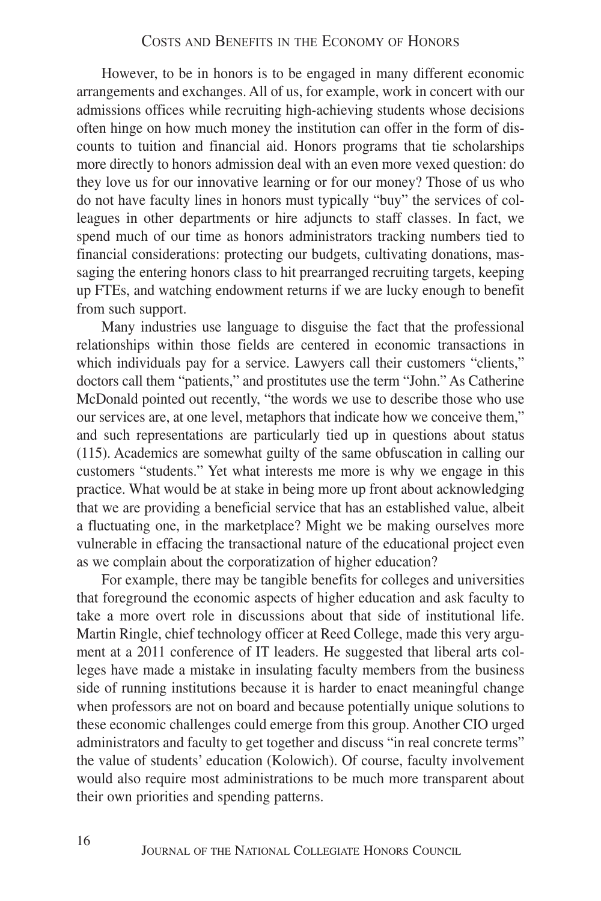However, to be in honors is to be engaged in many different economic arrangements and exchanges. All of us, for example, work in concert with our admissions offices while recruiting high-achieving students whose decisions often hinge on how much money the institution can offer in the form of discounts to tuition and financial aid. Honors programs that tie scholarships more directly to honors admission deal with an even more vexed question: do they love us for our innovative learning or for our money? Those of us who do not have faculty lines in honors must typically "buy" the services of colleagues in other departments or hire adjuncts to staff classes. In fact, we spend much of our time as honors administrators tracking numbers tied to financial considerations: protecting our budgets, cultivating donations, massaging the entering honors class to hit prearranged recruiting targets, keeping up FTEs, and watching endowment returns if we are lucky enough to benefit from such support.

Many industries use language to disguise the fact that the professional relationships within those fields are centered in economic transactions in which individuals pay for a service. Lawyers call their customers "clients," doctors call them "patients," and prostitutes use the term "John." As Catherine McDonald pointed out recently, "the words we use to describe those who use our services are, at one level, metaphors that indicate how we conceive them," and such representations are particularly tied up in questions about status (115). Academics are somewhat guilty of the same obfuscation in calling our customers "students." Yet what interests me more is why we engage in this practice. What would be at stake in being more up front about acknowledging that we are providing a beneficial service that has an established value, albeit a fluctuating one, in the marketplace? Might we be making ourselves more vulnerable in effacing the transactional nature of the educational project even as we complain about the corporatization of higher education?

For example, there may be tangible benefits for colleges and universities that foreground the economic aspects of higher education and ask faculty to take a more overt role in discussions about that side of institutional life. Martin Ringle, chief technology officer at Reed College, made this very argument at a 2011 conference of IT leaders. He suggested that liberal arts colleges have made a mistake in insulating faculty members from the business side of running institutions because it is harder to enact meaningful change when professors are not on board and because potentially unique solutions to these economic challenges could emerge from this group. Another CIO urged administrators and faculty to get together and discuss "in real concrete terms" the value of students' education (Kolowich). Of course, faculty involvement would also require most administrations to be much more transparent about their own priorities and spending patterns.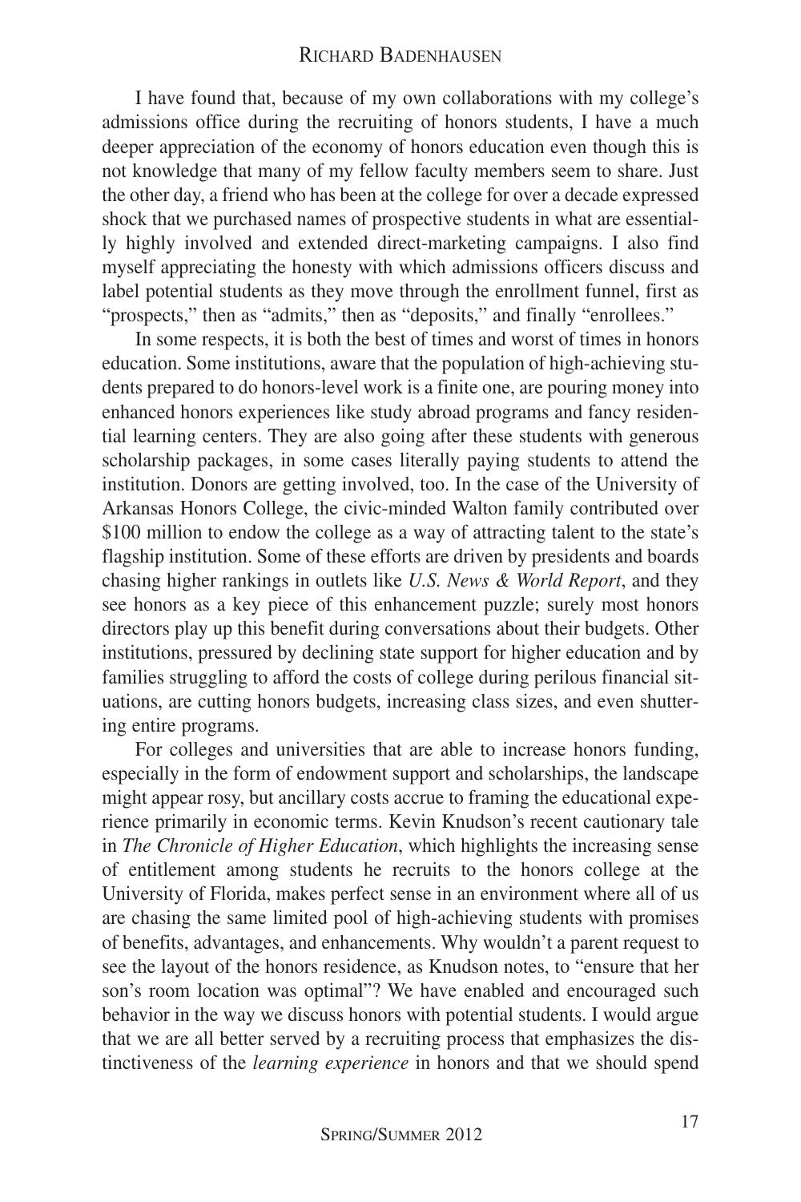I have found that, because of my own collaborations with my college's admissions office during the recruiting of honors students, I have a much deeper appreciation of the economy of honors education even though this is not knowledge that many of my fellow faculty members seem to share. Just the other day, a friend who has been at the college for over a decade expressed shock that we purchased names of prospective students in what are essentially highly involved and extended direct-marketing campaigns. I also find myself appreciating the honesty with which admissions officers discuss and label potential students as they move through the enrollment funnel, first as "prospects," then as "admits," then as "deposits," and finally "enrollees."

In some respects, it is both the best of times and worst of times in honors education. Some institutions, aware that the population of high-achieving students prepared to do honors-level work is a finite one, are pouring money into enhanced honors experiences like study abroad programs and fancy residential learning centers. They are also going after these students with generous scholarship packages, in some cases literally paying students to attend the institution. Donors are getting involved, too. In the case of the University of Arkansas Honors College, the civic-minded Walton family contributed over $100 million to endow the college as a way of attracting talent to the state's flagship institution. Some of these efforts are driven by presidents and boards chasing higher rankings in outlets like *U.S. News & World Report*, and they see honors as a key piece of this enhancement puzzle; surely most honors directors play up this benefit during conversations about their budgets. Other institutions, pressured by declining state support for higher education and by families struggling to afford the costs of college during perilous financial situations, are cutting honors budgets, increasing class sizes, and even shuttering entire programs.

For colleges and universities that are able to increase honors funding, especially in the form of endowment support and scholarships, the landscape might appear rosy, but ancillary costs accrue to framing the educational experience primarily in economic terms. Kevin Knudson's recent cautionary tale in *The Chronicle of Higher Education*, which highlights the increasing sense of entitlement among students he recruits to the honors college at the University of Florida, makes perfect sense in an environment where all of us are chasing the same limited pool of high-achieving students with promises of benefits, advantages, and enhancements. Why wouldn't a parent request to see the layout of the honors residence, as Knudson notes, to "ensure that her son's room location was optimal"? We have enabled and encouraged such behavior in the way we discuss honors with potential students. I would argue that we are all better served by a recruiting process that emphasizes the distinctiveness of the *learning experience* in honors and that we should spend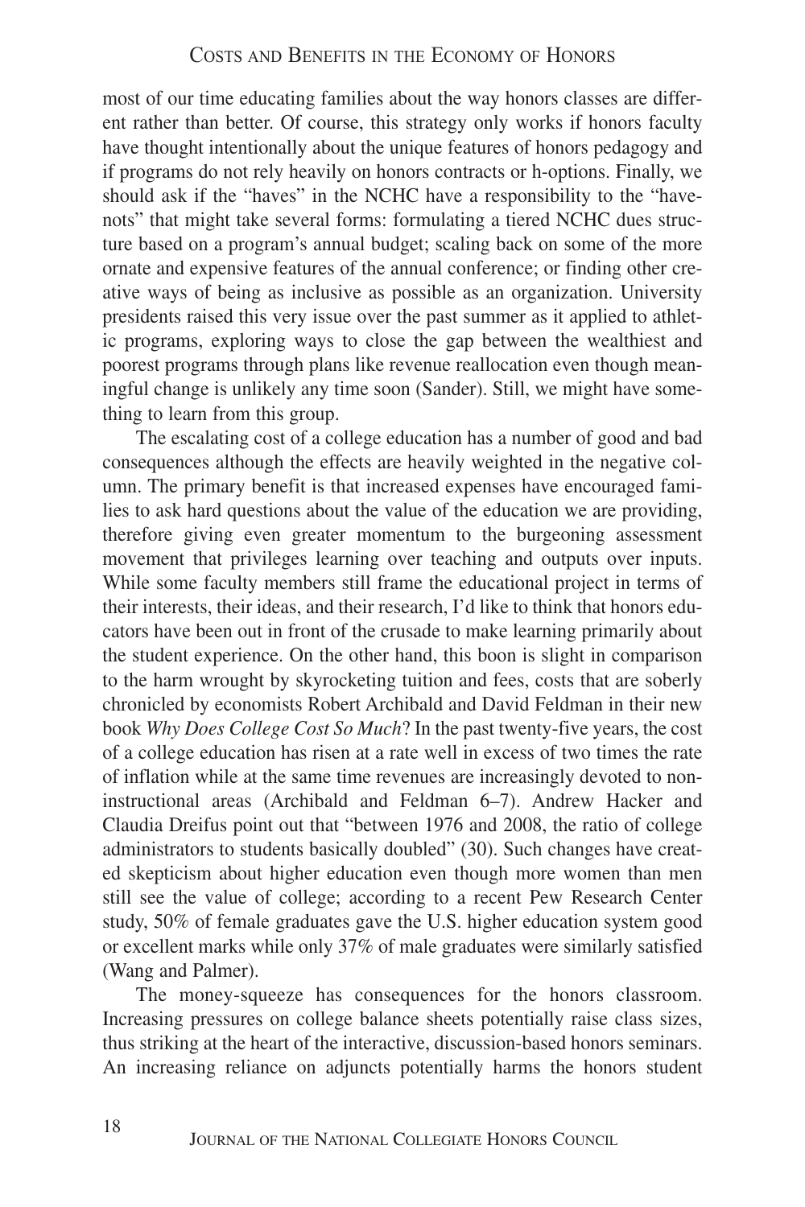most of our time educating families about the way honors classes are different rather than better. Of course, this strategy only works if honors faculty have thought intentionally about the unique features of honors pedagogy and if programs do not rely heavily on honors contracts or h-options. Finally, we should ask if the "haves" in the NCHC have a responsibility to the "have-nots" that might take several forms: formulating a tiered NCHC dues structure based on a program's annual budget; scaling back on some of the more ornate and expensive features of the annual conference; or finding other creative ways of being as inclusive as possible as an organization. University presidents raised this very issue over the past summer as it applied to athletic programs, exploring ways to close the gap between the wealthiest and poorest programs through plans like revenue reallocation even though meaningful change is unlikely any time soon (Sander). Still, we might have something to learn from this group.

The escalating cost of a college education has a number of good and bad consequences although the effects are heavily weighted in the negative column. The primary benefit is that increased expenses have encouraged families to ask hard questions about the value of the education we are providing, therefore giving even greater momentum to the burgeoning assessment movement that privileges learning over teaching and outputs over inputs. While some faculty members still frame the educational project in terms of their interests, their ideas, and their research, I'd like to think that honors educators have been out in front of the crusade to make learning primarily about the student experience. On the other hand, this boon is slight in comparison to the harm wrought by skyrocketing tuition and fees, costs that are soberly chronicled by economists Robert Archibald and David Feldman in their new book *Why Does College Cost So Much*? In the past twenty-five years, the cost of a college education has risen at a rate well in excess of two times the rate of inflation while at the same time revenues are increasingly devoted to non-instructional areas (Archibald and Feldman 6–7). Andrew Hacker and Claudia Dreifus point out that "between 1976 and 2008, the ratio of college administrators to students basically doubled" (30). Such changes have created skepticism about higher education even though more women than men still see the value of college; according to a recent Pew Research Center study, 50% of female graduates gave the U.S. higher education system good or excellent marks while only 37% of male graduates were similarly satisfied (Wang and Palmer).

The money-squeeze has consequences for the honors classroom. Increasing pressures on college balance sheets potentially raise class sizes, thus striking at the heart of the interactive, discussion-based honors seminars. An increasing reliance on adjuncts potentially harms the honors student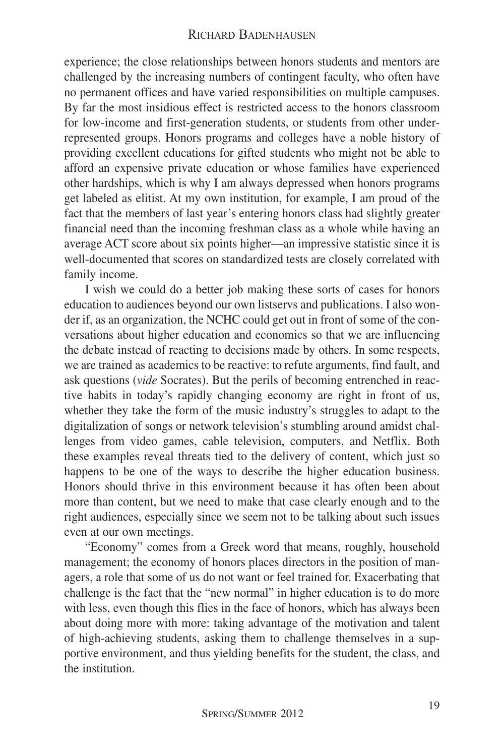experience; the close relationships between honors students and mentors are challenged by the increasing numbers of contingent faculty, who often have no permanent offices and have varied responsibilities on multiple campuses. By far the most insidious effect is restricted access to the honors classroom for low-income and first-generation students, or students from other underrepresented groups. Honors programs and colleges have a noble history of providing excellent educations for gifted students who might not be able to afford an expensive private education or whose families have experienced other hardships, which is why I am always depressed when honors programs get labeled as elitist. At my own institution, for example, I am proud of the fact that the members of last year's entering honors class had slightly greater financial need than the incoming freshman class as a whole while having an average ACT score about six points higher—an impressive statistic since it is well-documented that scores on standardized tests are closely correlated with family income.

I wish we could do a better job making these sorts of cases for honors education to audiences beyond our own listservs and publications. I also wonder if, as an organization, the NCHC could get out in front of some of the conversations about higher education and economics so that we are influencing the debate instead of reacting to decisions made by others. In some respects, we are trained as academics to be reactive: to refute arguments, find fault, and ask questions (*vide* Socrates). But the perils of becoming entrenched in reactive habits in today's rapidly changing economy are right in front of us, whether they take the form of the music industry's struggles to adapt to the digitalization of songs or network television's stumbling around amidst challenges from video games, cable television, computers, and Netflix. Both these examples reveal threats tied to the delivery of content, which just so happens to be one of the ways to describe the higher education business. Honors should thrive in this environment because it has often been about more than content, but we need to make that case clearly enough and to the right audiences, especially since we seem not to be talking about such issues even at our own meetings.

"Economy" comes from a Greek word that means, roughly, household management; the economy of honors places directors in the position of managers, a role that some of us do not want or feel trained for. Exacerbating that challenge is the fact that the "new normal" in higher education is to do more with less, even though this flies in the face of honors, which has always been about doing more with more: taking advantage of the motivation and talent of high-achieving students, asking them to challenge themselves in a supportive environment, and thus yielding benefits for the student, the class, and the institution.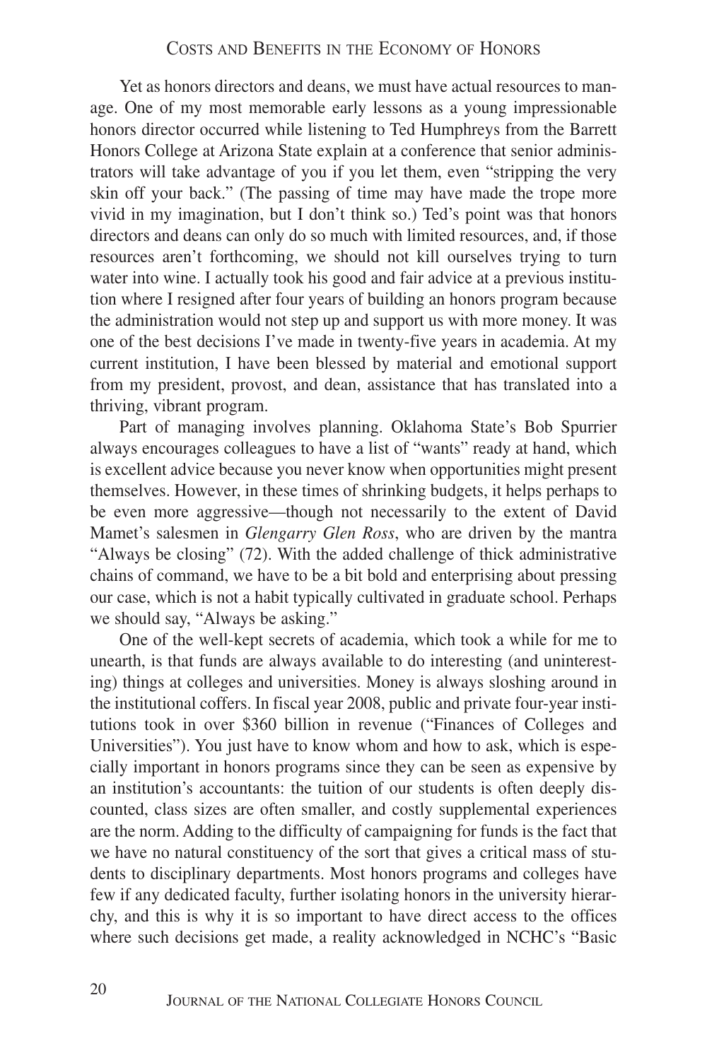Yet as honors directors and deans, we must have actual resources to manage. One of my most memorable early lessons as a young impressionable honors director occurred while listening to Ted Humphreys from the Barrett Honors College at Arizona State explain at a conference that senior administrators will take advantage of you if you let them, even "stripping the very skin off your back." (The passing of time may have made the trope more vivid in my imagination, but I don't think so.) Ted's point was that honors directors and deans can only do so much with limited resources, and, if those resources aren't forthcoming, we should not kill ourselves trying to turn water into wine. I actually took his good and fair advice at a previous institution where I resigned after four years of building an honors program because the administration would not step up and support us with more money. It was one of the best decisions I've made in twenty-five years in academia. At my current institution, I have been blessed by material and emotional support from my president, provost, and dean, assistance that has translated into a thriving, vibrant program.

Part of managing involves planning. Oklahoma State's Bob Spurrier always encourages colleagues to have a list of "wants" ready at hand, which is excellent advice because you never know when opportunities might present themselves. However, in these times of shrinking budgets, it helps perhaps to be even more aggressive—though not necessarily to the extent of David Mamet's salesmen in *Glengarry Glen Ross*, who are driven by the mantra "Always be closing" (72). With the added challenge of thick administrative chains of command, we have to be a bit bold and enterprising about pressing our case, which is not a habit typically cultivated in graduate school. Perhaps we should say, "Always be asking."

One of the well-kept secrets of academia, which took a while for me to unearth, is that funds are always available to do interesting (and uninteresting) things at colleges and universities. Money is always sloshing around in the institutional coffers. In fiscal year 2008, public and private four-year institutions took in over $360 billion in revenue ("Finances of Colleges and Universities"). You just have to know whom and how to ask, which is especially important in honors programs since they can be seen as expensive by an institution's accountants: the tuition of our students is often deeply discounted, class sizes are often smaller, and costly supplemental experiences are the norm. Adding to the difficulty of campaigning for funds is the fact that we have no natural constituency of the sort that gives a critical mass of students to disciplinary departments. Most honors programs and colleges have few if any dedicated faculty, further isolating honors in the university hierarchy, and this is why it is so important to have direct access to the offices where such decisions get made, a reality acknowledged in NCHC's "Basic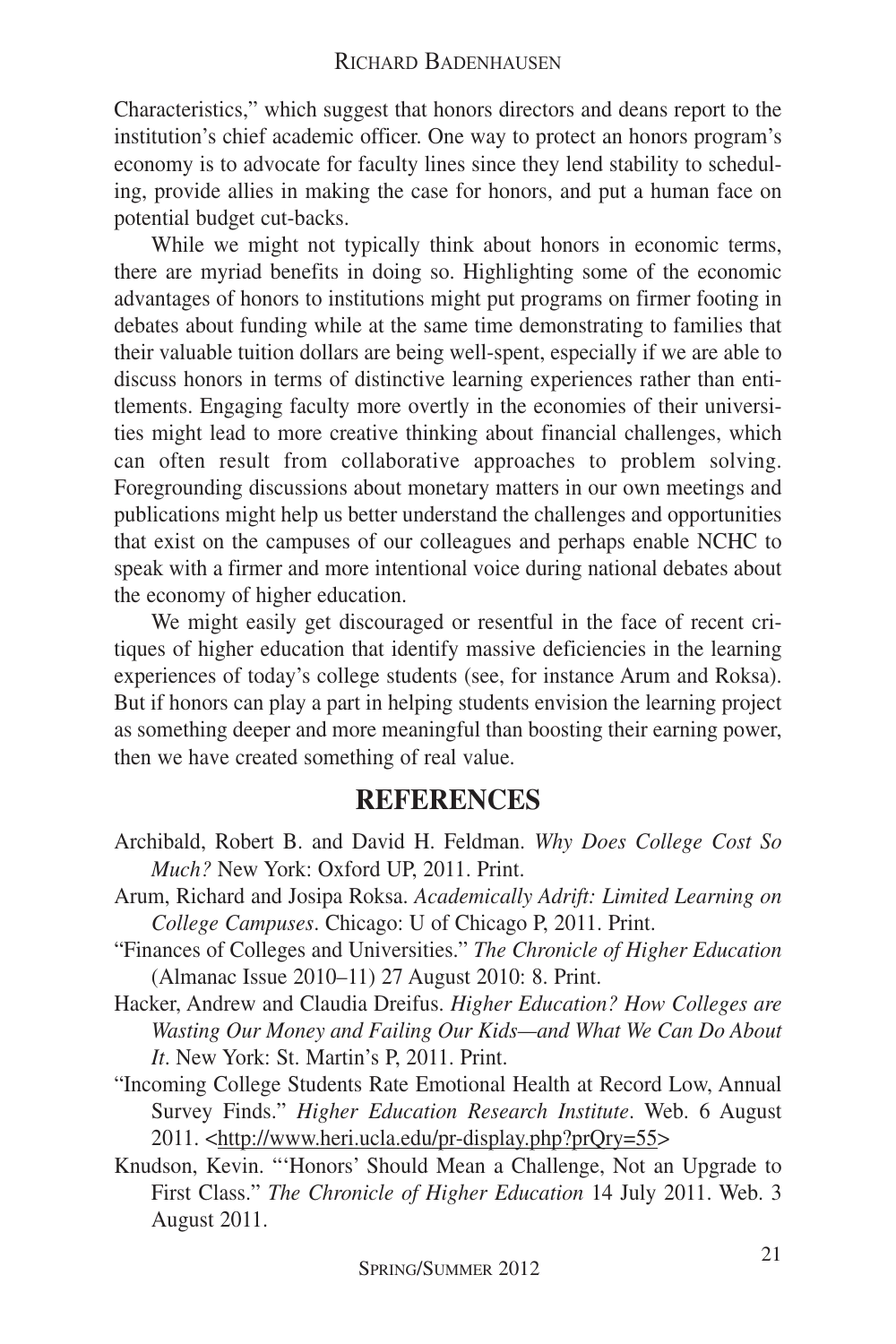Characteristics," which suggest that honors directors and deans report to the institution's chief academic officer. One way to protect an honors program's economy is to advocate for faculty lines since they lend stability to scheduling, provide allies in making the case for honors, and put a human face on potential budget cut-backs.

While we might not typically think about honors in economic terms, there are myriad benefits in doing so. Highlighting some of the economic advantages of honors to institutions might put programs on firmer footing in debates about funding while at the same time demonstrating to families that their valuable tuition dollars are being well-spent, especially if we are able to discuss honors in terms of distinctive learning experiences rather than entitlements. Engaging faculty more overtly in the economies of their universities might lead to more creative thinking about financial challenges, which can often result from collaborative approaches to problem solving. Foregrounding discussions about monetary matters in our own meetings and publications might help us better understand the challenges and opportunities that exist on the campuses of our colleagues and perhaps enable NCHC to speak with a firmer and more intentional voice during national debates about the economy of higher education.

We might easily get discouraged or resentful in the face of recent critiques of higher education that identify massive deficiencies in the learning experiences of today's college students (see, for instance Arum and Roksa). But if honors can play a part in helping students envision the learning project as something deeper and more meaningful than boosting their earning power, then we have created something of real value.

## REFERENCES

Archibald, Robert B. and David H. Feldman. *Why Does College Cost So Much?* New York: Oxford UP, 2011. Print.

Arum, Richard and Josipa Roksa. *Academically Adrift: Limited Learning on College Campuses*. Chicago: U of Chicago P, 2011. Print.

"Finances of Colleges and Universities." *The Chronicle of Higher Education* (Almanac Issue 2010–11) 27 August 2010: 8. Print.

Hacker, Andrew and Claudia Dreifus. *Higher Education? How Colleges are Wasting Our Money and Failing Our Kids—and What We Can Do About It*. New York: St. Martin's P, 2011. Print.

"Incoming College Students Rate Emotional Health at Record Low, Annual Survey Finds." *Higher Education Research Institute*. Web. 6 August 2011. <http://www.heri.ucla.edu/pr-display.php?prQry=55>

Knudson, Kevin. "'Honors' Should Mean a Challenge, Not an Upgrade to First Class." *The Chronicle of Higher Education* 14 July 2011. Web. 3 August 2011.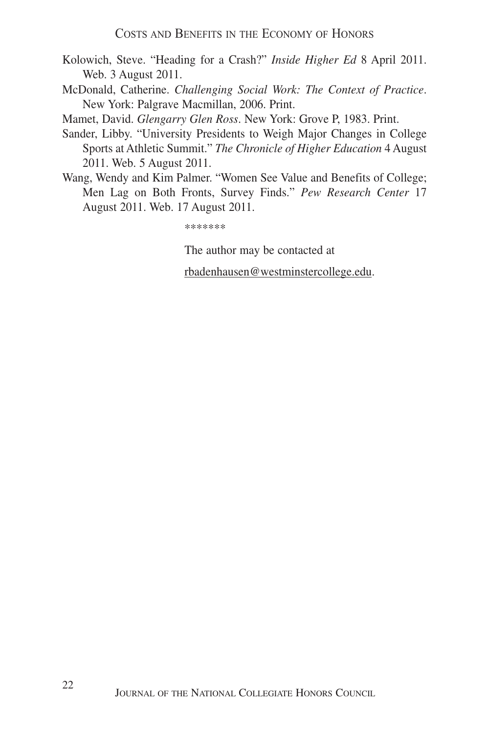Kolowich, Steve. "Heading for a Crash?" *Inside Higher Ed* 8 April 2011. Web. 3 August 2011.

McDonald, Catherine. *Challenging Social Work: The Context of Practice*. New York: Palgrave Macmillan, 2006. Print.

Mamet, David. *Glengarry Glen Ross*. New York: Grove P, 1983. Print.

Sander, Libby. "University Presidents to Weigh Major Changes in College Sports at Athletic Summit." *The Chronicle of Higher Education* 4 August 2011. Web. 5 August 2011.

Wang, Wendy and Kim Palmer. "Women See Value and Benefits of College; Men Lag on Both Fronts, Survey Finds." *Pew Research Center* 17 August 2011. Web. 17 August 2011.

*******

The author may be contacted at

rbadenhausen@westminstercollege.edu.